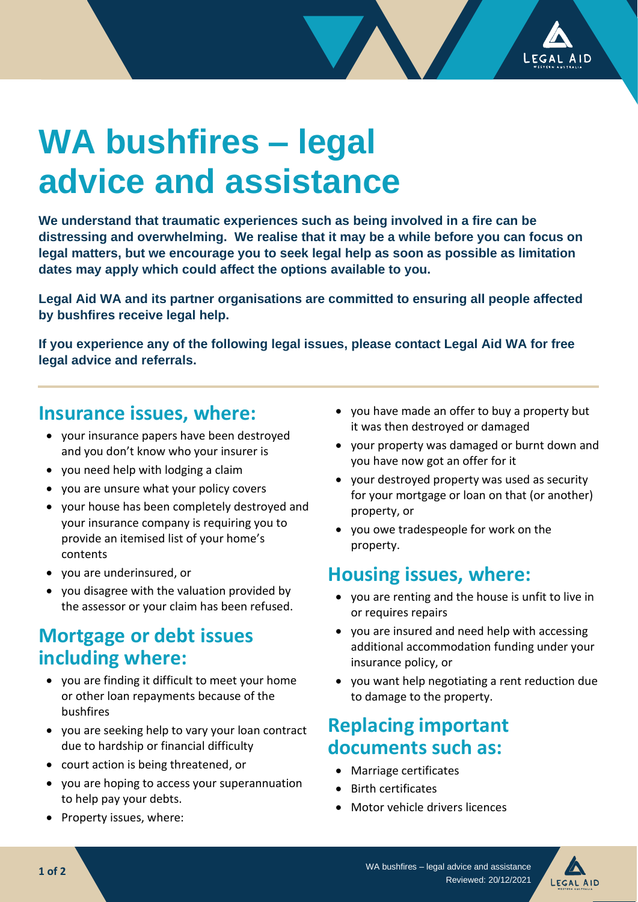# WA bushfires – legal advice and assistance

**We understand that traumatic experiences such as being involved in a fire can be distressing and overwhelming. We realise that it may be a while before you can focus on legal matters, but we encourage you to seek legal help as soon as possible as limitation dates may apply which could affect the options available to you.**

**Legal Aid WA and its partner organisations are committed to ensuring all people affected by bushfires receive legal help.**

**If you experience any of the following legal issues, please contact Legal Aid WA for free legal advice and referrals.**

## Insurance issues, where:

- your insurance papers have been destroyed and you don't know who your insurer is
- you need help with lodging a claim
- you are unsure what your policy covers
- your house has been completely destroyed and your insurance company is requiring you to provide an itemised list of your home's contents
- you are underinsured, or
- you disagree with the valuation provided by the assessor or your claim has been refused.

## Mortgage or debt issues including where:

- you are finding it difficult to meet your home or other loan repayments because of the bushfires
- you are seeking help to vary your loan contract due to hardship or financial difficulty
- court action is being threatened, or
- you are hoping to access your superannuation to help pay your debts.
- Property issues, where:
- you have made an offer to buy a property but it was then destroyed or damaged
- your property was damaged or burnt down and you have now got an offer for it
- your destroyed property was used as security for your mortgage or loan on that (or another) property, or
- you owe tradespeople for work on the property.

## Housing issues, where:

- you are renting and the house is unfit to live in or requires repairs
- you are insured and need help with accessing additional accommodation funding under your insurance policy, or
- you want help negotiating a rent reduction due to damage to the property.

## Replacing important documents such as:

- Marriage certificates
- Birth certificates
- Motor vehicle drivers licences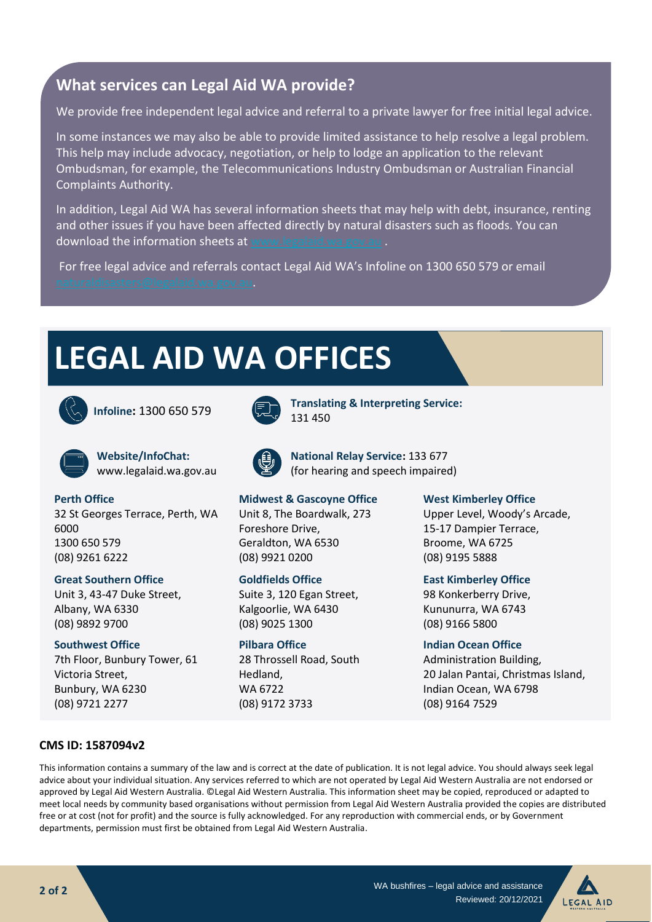## What services can Legal Aid WA provide?

We provide free independent legal advice and referral to a private lawyer for free initial legal advice.

In some instances we may also be able to provide limited assistance to help resolve a legal problem. This help may include advocacy, negotiation, or help to lodge an application to the relevant Ombudsman, for example, the Telecommunications Industry Ombudsman or Australian Financial Complaints Authority.

In addition, Legal Aid WA has several information sheets that may help with debt, insurance, renting and other issues if you have been affected directly by natural disasters such as floods. You can download the information sheets at www.legalaid.wa.gov.au .

For free legal advice and referrals contact Legal Aid WA's Infoline on 1300 650 579 or email naturaldisasters@legalaid.wa.gov.au.

# LEGAL AID WA OFFICES

**Infoline:** 1300 650 579

**Translating & Interpreting Service:** 131 450

**Website/InfoChat:** www.legalaid.wa.gov.au

**National Relay Service:** 133 677 (for hearing and speech impaired)

**Perth Office**
32 St Georges Terrace, Perth, WA 6000
1300 650 579
(08) 9261 6222

**Great Southern Office**
Unit 3, 43-47 Duke Street,
Albany, WA 6330
(08) 9892 9700

**Southwest Office**
7th Floor, Bunbury Tower, 61 Victoria Street,
Bunbury, WA 6230
(08) 9721 2277

**Midwest & Gascoyne Office**
Unit 8, The Boardwalk, 273 Foreshore Drive,
Geraldton, WA 6530
(08) 9921 0200

**Goldfields Office**
Suite 3, 120 Egan Street,
Kalgoorlie, WA 6430
(08) 9025 1300

**Pilbara Office**
28 Throssell Road, South Hedland,
WA 6722
(08) 9172 3733

**West Kimberley Office**
Upper Level, Woody's Arcade,
15-17 Dampier Terrace,
Broome, WA 6725
(08) 9195 5888

**East Kimberley Office**
98 Konkerberry Drive,
Kununurra, WA 6743
(08) 9166 5800

**Indian Ocean Office**
Administration Building,
20 Jalan Pantai, Christmas Island,
Indian Ocean, WA 6798
(08) 9164 7529

**CMS ID: 1587094v2**

This information contains a summary of the law and is correct at the date of publication. It is not legal advice. You should always seek legal advice about your individual situation. Any services referred to which are not operated by Legal Aid Western Australia are not endorsed or approved by Legal Aid Western Australia. ©Legal Aid Western Australia. This information sheet may be copied, reproduced or adapted to meet local needs by community based organisations without permission from Legal Aid Western Australia provided the copies are distributed free or at cost (not for profit) and the source is fully acknowledged. For any reproduction with commercial ends, or by Government departments, permission must first be obtained from Legal Aid Western Australia.